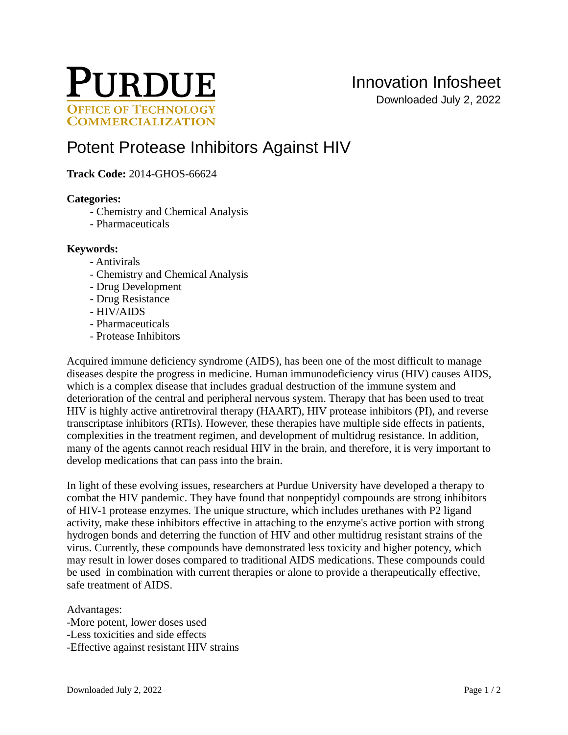# Innovation Infosheet

Downloaded July 2, 2022

# Potent Protease Inhibitors Against HIV

**Track Code:** 2014-GHOS-66624

**Categories:**

- Chemistry and Chemical Analysis
- Pharmaceuticals

**Keywords:**

- Antivirals
- Chemistry and Chemical Analysis
- Drug Development
- Drug Resistance
- HIV/AIDS
- Pharmaceuticals
- Protease Inhibitors

Acquired immune deficiency syndrome (AIDS), has been one of the most difficult to manage diseases despite the progress in medicine. Human immunodeficiency virus (HIV) causes AIDS, which is a complex disease that includes gradual destruction of the immune system and deterioration of the central and peripheral nervous system. Therapy that has been used to treat HIV is highly active antiretroviral therapy (HAART), HIV protease inhibitors (PI), and reverse transcriptase inhibitors (RTIs). However, these therapies have multiple side effects in patients, complexities in the treatment regimen, and development of multidrug resistance. In addition, many of the agents cannot reach residual HIV in the brain, and therefore, it is very important to develop medications that can pass into the brain.

In light of these evolving issues, researchers at Purdue University have developed a therapy to combat the HIV pandemic. They have found that nonpeptidyl compounds are strong inhibitors of HIV-1 protease enzymes. The unique structure, which includes urethanes with P2 ligand activity, make these inhibitors effective in attaching to the enzyme's active portion with strong hydrogen bonds and deterring the function of HIV and other multidrug resistant strains of the virus. Currently, these compounds have demonstrated less toxicity and higher potency, which may result in lower doses compared to traditional AIDS medications. These compounds could be used in combination with current therapies or alone to provide a therapeutically effective, safe treatment of AIDS.

Advantages:
-More potent, lower doses used
-Less toxicities and side effects
-Effective against resistant HIV strains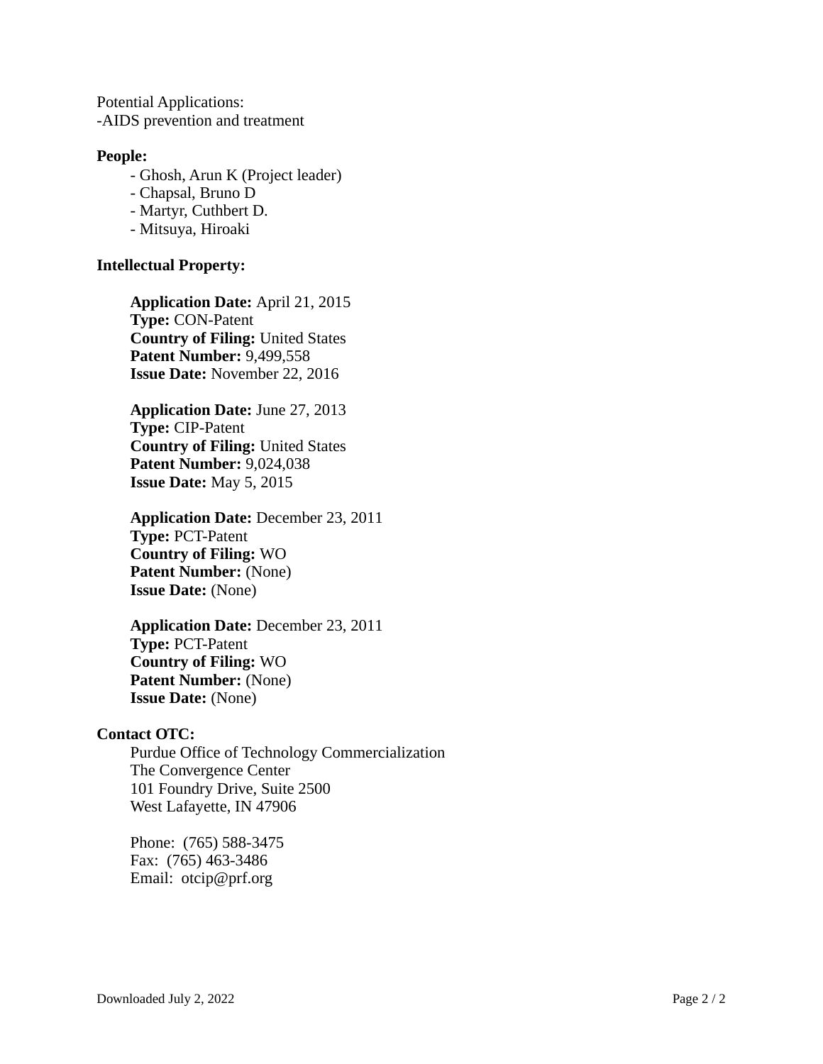Potential Applications:
-AIDS prevention and treatment

**People:**

- Ghosh, Arun K (Project leader)
- Chapsal, Bruno D
- Martyr, Cuthbert D.
- Mitsuya, Hiroaki

**Intellectual Property:**

**Application Date:** April 21, 2015
**Type:** CON-Patent
**Country of Filing:** United States
**Patent Number:** 9,499,558
**Issue Date:** November 22, 2016

**Application Date:** June 27, 2013
**Type:** CIP-Patent
**Country of Filing:** United States
**Patent Number:** 9,024,038
**Issue Date:** May 5, 2015

**Application Date:** December 23, 2011
**Type:** PCT-Patent
**Country of Filing:** WO
**Patent Number:** (None)
**Issue Date:** (None)

**Application Date:** December 23, 2011
**Type:** PCT-Patent
**Country of Filing:** WO
**Patent Number:** (None)
**Issue Date:** (None)

**Contact OTC:**

Purdue Office of Technology Commercialization
The Convergence Center
101 Foundry Drive, Suite 2500
West Lafayette, IN 47906

Phone: (765) 588-3475
Fax: (765) 463-3486
Email: otcip@prf.org

Downloaded July 2, 2022